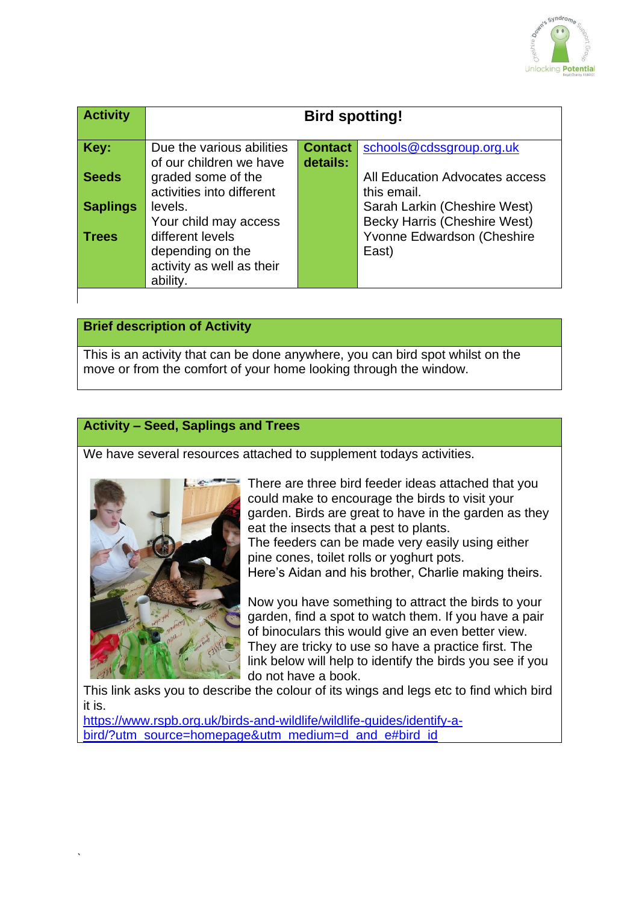| Activity | Bird spotting! | | |
|---|---|---|---|
| **Key:**<br><br>**Seeds**<br><br>**Saplings**<br><br>**Trees** | Due the various abilities of our children we have graded some of the activities into different levels.<br>Your child may access different levels depending on the activity as well as their ability. | **Contact details:** | schools@cdssgroup.org.uk<br><br>All Education Advocates access this email.<br>Sarah Larkin (Cheshire West)<br>Becky Harris (Cheshire West)<br>Yvonne Edwardson (Cheshire East) |

**Brief description of Activity**

This is an activity that can be done anywhere, you can bird spot whilst on the move or from the comfort of your home looking through the window.

**Activity – Seed, Saplings and Trees**

We have several resources attached to supplement todays activities.

There are three bird feeder ideas attached that you could make to encourage the birds to visit your garden. Birds are great to have in the garden as they eat the insects that a pest to plants.
The feeders can be made very easily using either pine cones, toilet rolls or yoghurt pots.
Here's Aidan and his brother, Charlie making theirs.

Now you have something to attract the birds to your garden, find a spot to watch them. If you have a pair of binoculars this would give an even better view. They are tricky to use so have a practice first. The link below will help to identify the birds you see if you do not have a book.
This link asks you to describe the colour of its wings and legs etc to find which bird it is.
https://www.rspb.org.uk/birds-and-wildlife/wildlife-guides/identify-a-bird/?utm_source=homepage&utm_medium=d_and_e#bird_id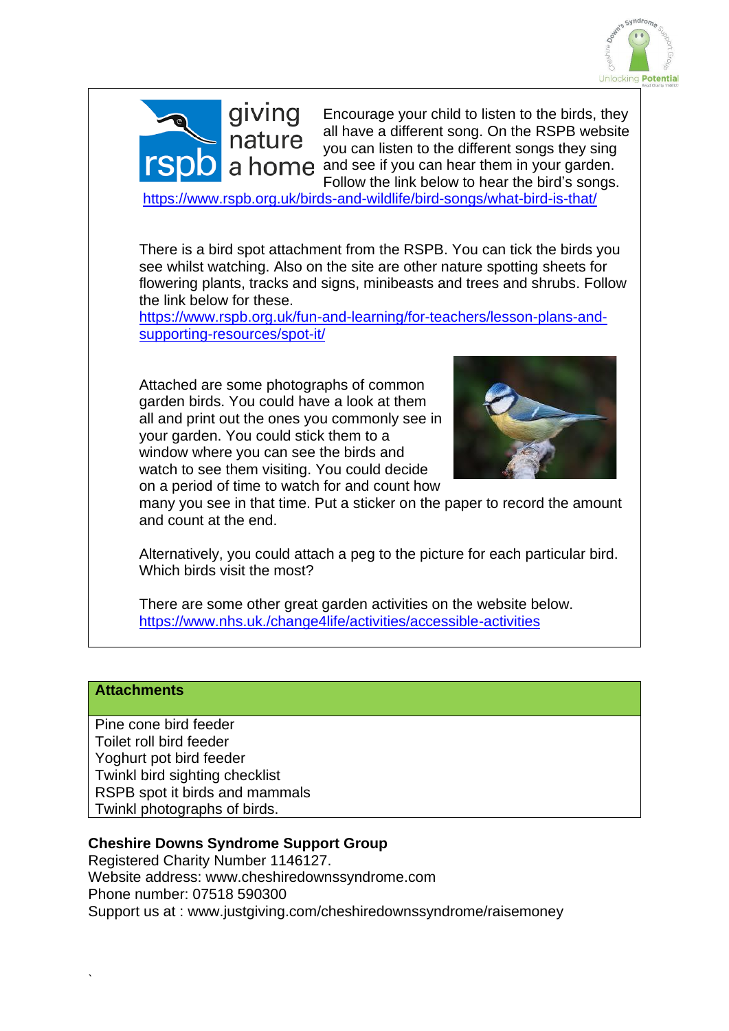giving nature a home

Encourage your child to listen to the birds, they all have a different song. On the RSPB website you can listen to the different songs they sing and see if you can hear them in your garden. Follow the link below to hear the bird's songs.
https://www.rspb.org.uk/birds-and-wildlife/bird-songs/what-bird-is-that/

There is a bird spot attachment from the RSPB. You can tick the birds you see whilst watching. Also on the site are other nature spotting sheets for flowering plants, tracks and signs, minibeasts and trees and shrubs. Follow the link below for these.
https://www.rspb.org.uk/fun-and-learning/for-teachers/lesson-plans-and-supporting-resources/spot-it/

Attached are some photographs of common garden birds. You could have a look at them all and print out the ones you commonly see in your garden. You could stick them to a window where you can see the birds and watch to see them visiting. You could decide on a period of time to watch for and count how many you see in that time. Put a sticker on the paper to record the amount and count at the end.

Alternatively, you could attach a peg to the picture for each particular bird. Which birds visit the most?

There are some other great garden activities on the website below.
https://www.nhs.uk./change4life/activities/accessible-activities

| **Attachments** |
| --- |
| Pine cone bird feeder<br>Toilet roll bird feeder<br>Yoghurt pot bird feeder<br>Twinkl bird sighting checklist<br>RSPB spot it birds and mammals<br>Twinkl photographs of birds. |

**Cheshire Downs Syndrome Support Group**
Registered Charity Number 1146127.
Website address: www.cheshiredownssyndrome.com
Phone number: 07518 590300
Support us at : www.justgiving.com/cheshiredownssyndrome/raisemoney